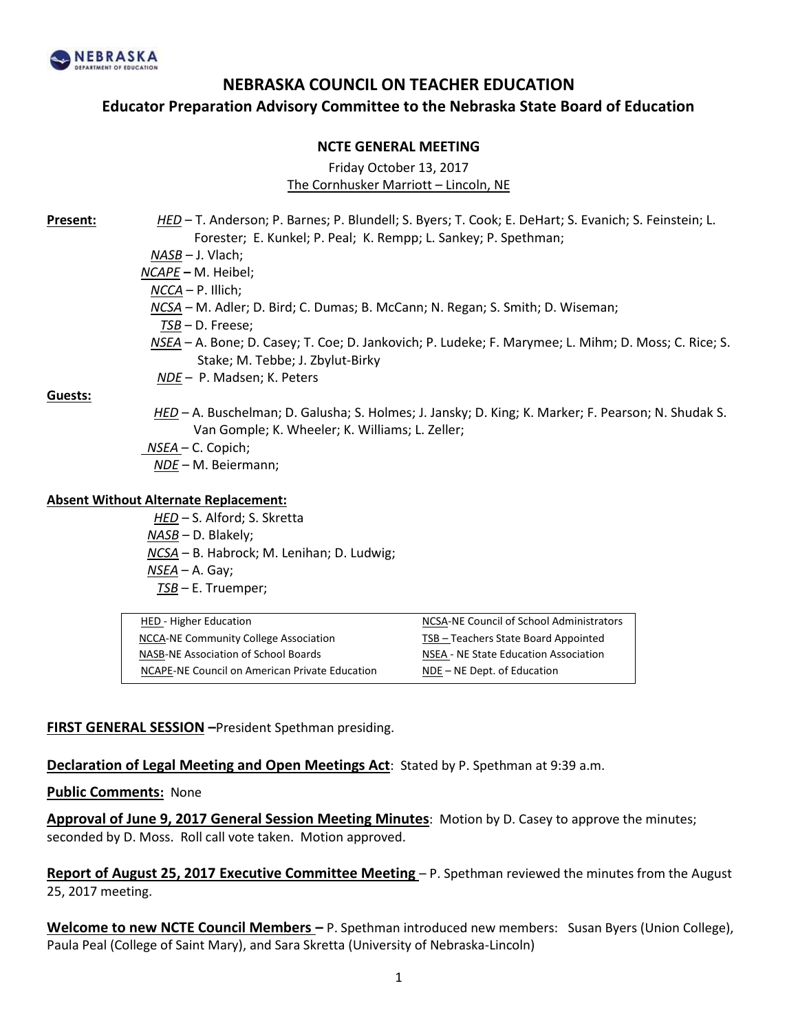# NEBRASKA COUNCIL ON TEACHER EDUCATION

## Educator Preparation Advisory Committee to the Nebraska State Board of Education

### NCTE GENERAL MEETING

Friday October 13, 2017

The Cornhusker Marriott – Lincoln, NE

**Present:**

- *HED* – T. Anderson; P. Barnes; P. Blundell; S. Byers; T. Cook; E. DeHart; S. Evanich; S. Feinstein; L. Forester; E. Kunkel; P. Peal; K. Rempp; L. Sankey; P. Spethman;
- *NASB* – J. Vlach;
- *NCAPE* – M. Heibel;
- *NCCA* – P. Illich;
- *NCSA* – M. Adler; D. Bird; C. Dumas; B. McCann; N. Regan; S. Smith; D. Wiseman;
- *TSB* – D. Freese;
- *NSEA* – A. Bone; D. Casey; T. Coe; D. Jankovich; P. Ludeke; F. Marymee; L. Mihm; D. Moss; C. Rice; S. Stake; M. Tebbe; J. Zbylut-Birky
- *NDE* – P. Madsen; K. Peters

**Guests:**

- *HED* – A. Buschelman; D. Galusha; S. Holmes; J. Jansky; D. King; K. Marker; F. Pearson; N. Shudak S. Van Gomple; K. Wheeler; K. Williams; L. Zeller;
- *NSEA* – C. Copich;
- *NDE* – M. Beiermann;

**Absent Without Alternate Replacement:**

- *HED* – S. Alford; S. Skretta
- *NASB* – D. Blakely;
- *NCSA* – B. Habrock; M. Lenihan; D. Ludwig;
- *NSEA* – A. Gay;
- *TSB* – E. Truemper;

| | |
|---|---|
| HED - Higher Education | NCSA-NE Council of School Administrators |
| NCCA-NE Community College Association | TSB – Teachers State Board Appointed |
| NASB-NE Association of School Boards | NSEA - NE State Education Association |
| NCAPE-NE Council on American Private Education | NDE – NE Dept. of Education |

**FIRST GENERAL SESSION –** President Spethman presiding.

**Declaration of Legal Meeting and Open Meetings Act**: Stated by P. Spethman at 9:39 a.m.

**Public Comments:** None

**Approval of June 9, 2017 General Session Meeting Minutes**: Motion by D. Casey to approve the minutes; seconded by D. Moss. Roll call vote taken. Motion approved.

**Report of August 25, 2017 Executive Committee Meeting** – P. Spethman reviewed the minutes from the August 25, 2017 meeting.

**Welcome to new NCTE Council Members –** P. Spethman introduced new members: Susan Byers (Union College), Paula Peal (College of Saint Mary), and Sara Skretta (University of Nebraska-Lincoln)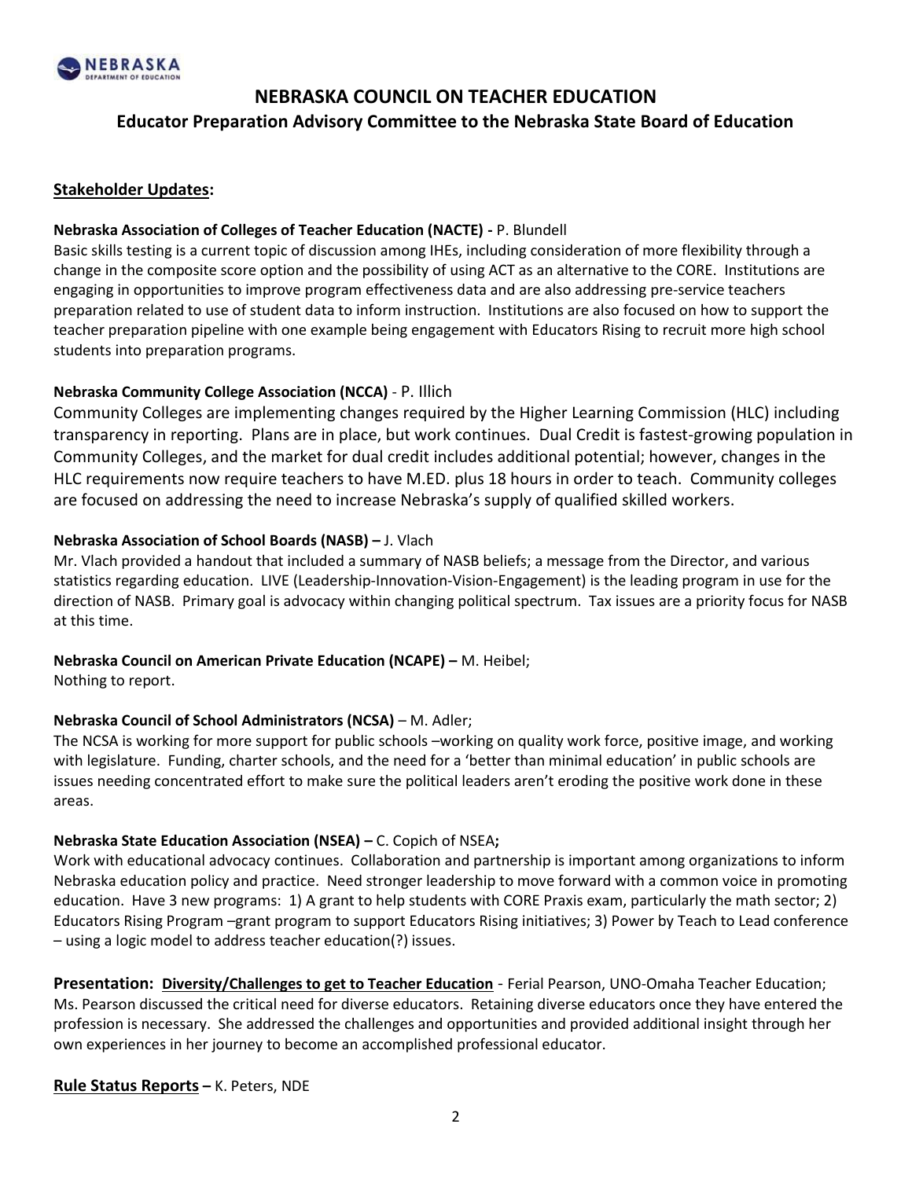# NEBRASKA COUNCIL ON TEACHER EDUCATION

## Educator Preparation Advisory Committee to the Nebraska State Board of Education

**Stakeholder Updates:**

**Nebraska Association of Colleges of Teacher Education (NACTE) -** P. Blundell

Basic skills testing is a current topic of discussion among IHEs, including consideration of more flexibility through a change in the composite score option and the possibility of using ACT as an alternative to the CORE. Institutions are engaging in opportunities to improve program effectiveness data and are also addressing pre-service teachers preparation related to use of student data to inform instruction. Institutions are also focused on how to support the teacher preparation pipeline with one example being engagement with Educators Rising to recruit more high school students into preparation programs.

**Nebraska Community College Association (NCCA)** - P. Illich

Community Colleges are implementing changes required by the Higher Learning Commission (HLC) including transparency in reporting. Plans are in place, but work continues. Dual Credit is fastest-growing population in Community Colleges, and the market for dual credit includes additional potential; however, changes in the HLC requirements now require teachers to have M.ED. plus 18 hours in order to teach. Community colleges are focused on addressing the need to increase Nebraska's supply of qualified skilled workers.

**Nebraska Association of School Boards (NASB) –** J. Vlach

Mr. Vlach provided a handout that included a summary of NASB beliefs; a message from the Director, and various statistics regarding education. LIVE (Leadership-Innovation-Vision-Engagement) is the leading program in use for the direction of NASB. Primary goal is advocacy within changing political spectrum. Tax issues are a priority focus for NASB at this time.

**Nebraska Council on American Private Education (NCAPE) –** M. Heibel;

Nothing to report.

**Nebraska Council of School Administrators (NCSA)** – M. Adler;

The NCSA is working for more support for public schools –working on quality work force, positive image, and working with legislature. Funding, charter schools, and the need for a 'better than minimal education' in public schools are issues needing concentrated effort to make sure the political leaders aren't eroding the positive work done in these areas.

**Nebraska State Education Association (NSEA) –** C. Copich of NSEA**;**

Work with educational advocacy continues. Collaboration and partnership is important among organizations to inform Nebraska education policy and practice. Need stronger leadership to move forward with a common voice in promoting education. Have 3 new programs: 1) A grant to help students with CORE Praxis exam, particularly the math sector; 2) Educators Rising Program –grant program to support Educators Rising initiatives; 3) Power by Teach to Lead conference – using a logic model to address teacher education(?) issues.

**Presentation: Diversity/Challenges to get to Teacher Education** - Ferial Pearson, UNO-Omaha Teacher Education; Ms. Pearson discussed the critical need for diverse educators. Retaining diverse educators once they have entered the profession is necessary. She addressed the challenges and opportunities and provided additional insight through her own experiences in her journey to become an accomplished professional educator.

**Rule Status Reports –** K. Peters, NDE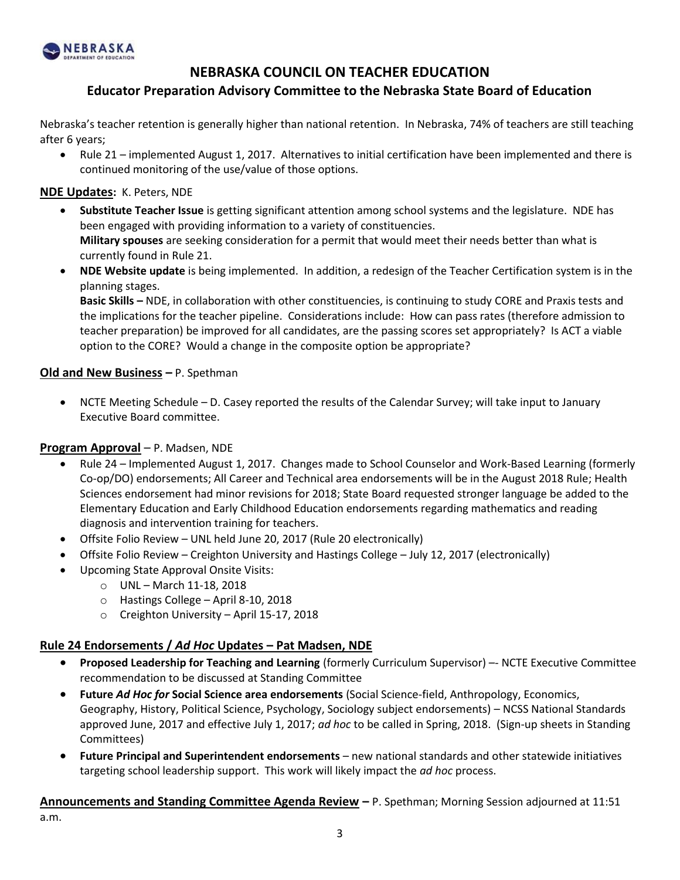# NEBRASKA COUNCIL ON TEACHER EDUCATION

## Educator Preparation Advisory Committee to the Nebraska State Board of Education

Nebraska's teacher retention is generally higher than national retention. In Nebraska, 74% of teachers are still teaching after 6 years;

- Rule 21 – implemented August 1, 2017. Alternatives to initial certification have been implemented and there is continued monitoring of the use/value of those options.

**NDE Updates:** K. Peters, NDE

- **Substitute Teacher Issue** is getting significant attention among school systems and the legislature. NDE has been engaged with providing information to a variety of constituencies.
  **Military spouses** are seeking consideration for a permit that would meet their needs better than what is currently found in Rule 21.
- **NDE Website update** is being implemented. In addition, a redesign of the Teacher Certification system is in the planning stages.
  **Basic Skills –** NDE, in collaboration with other constituencies, is continuing to study CORE and Praxis tests and the implications for the teacher pipeline. Considerations include: How can pass rates (therefore admission to teacher preparation) be improved for all candidates, are the passing scores set appropriately? Is ACT a viable option to the CORE? Would a change in the composite option be appropriate?

**Old and New Business –** P. Spethman

- NCTE Meeting Schedule – D. Casey reported the results of the Calendar Survey; will take input to January Executive Board committee.

**Program Approval** – P. Madsen, NDE

- Rule 24 – Implemented August 1, 2017. Changes made to School Counselor and Work-Based Learning (formerly Co-op/DO) endorsements; All Career and Technical area endorsements will be in the August 2018 Rule; Health Sciences endorsement had minor revisions for 2018; State Board requested stronger language be added to the Elementary Education and Early Childhood Education endorsements regarding mathematics and reading diagnosis and intervention training for teachers.
- Offsite Folio Review – UNL held June 20, 2017 (Rule 20 electronically)
- Offsite Folio Review – Creighton University and Hastings College – July 12, 2017 (electronically)
- Upcoming State Approval Onsite Visits:
  - UNL – March 11-18, 2018
  - Hastings College – April 8-10, 2018
  - Creighton University – April 15-17, 2018

**Rule 24 Endorsements / *Ad Hoc* Updates – Pat Madsen, NDE**

- **Proposed Leadership for Teaching and Learning** (formerly Curriculum Supervisor) –- NCTE Executive Committee recommendation to be discussed at Standing Committee
- **Future *Ad Hoc for* Social Science area endorsements** (Social Science-field, Anthropology, Economics, Geography, History, Political Science, Psychology, Sociology subject endorsements) – NCSS National Standards approved June, 2017 and effective July 1, 2017; *ad hoc* to be called in Spring, 2018. (Sign-up sheets in Standing Committees)
- **Future Principal and Superintendent endorsements** – new national standards and other statewide initiatives targeting school leadership support. This work will likely impact the *ad hoc* process.

**Announcements and Standing Committee Agenda Review –** P. Spethman; Morning Session adjourned at 11:51 a.m.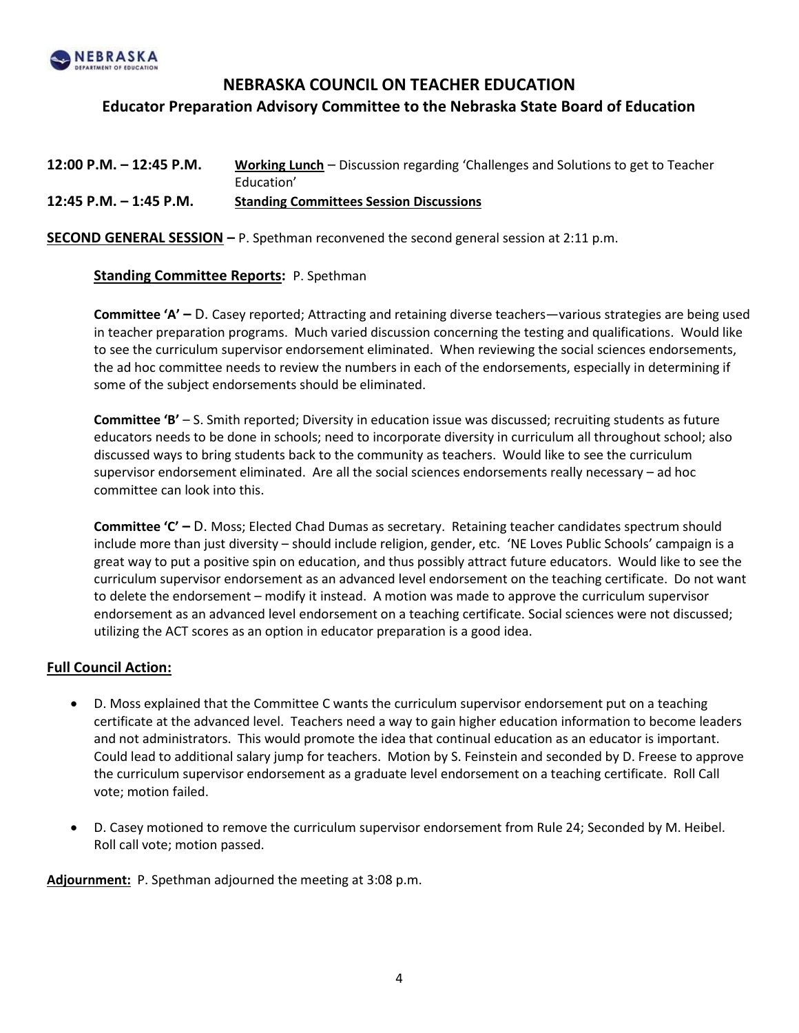# NEBRASKA COUNCIL ON TEACHER EDUCATION

## Educator Preparation Advisory Committee to the Nebraska State Board of Education

**12:00 P.M. – 12:45 P.M.** **Working Lunch** – Discussion regarding 'Challenges and Solutions to get to Teacher Education'

**12:45 P.M. – 1:45 P.M.** **Standing Committees Session Discussions**

**SECOND GENERAL SESSION –** P. Spethman reconvened the second general session at 2:11 p.m.

**Standing Committee Reports:** P. Spethman

**Committee 'A' –** D. Casey reported; Attracting and retaining diverse teachers—various strategies are being used in teacher preparation programs. Much varied discussion concerning the testing and qualifications. Would like to see the curriculum supervisor endorsement eliminated. When reviewing the social sciences endorsements, the ad hoc committee needs to review the numbers in each of the endorsements, especially in determining if some of the subject endorsements should be eliminated.

**Committee 'B'** – S. Smith reported; Diversity in education issue was discussed; recruiting students as future educators needs to be done in schools; need to incorporate diversity in curriculum all throughout school; also discussed ways to bring students back to the community as teachers. Would like to see the curriculum supervisor endorsement eliminated. Are all the social sciences endorsements really necessary – ad hoc committee can look into this.

**Committee 'C' –** D. Moss; Elected Chad Dumas as secretary. Retaining teacher candidates spectrum should include more than just diversity – should include religion, gender, etc. 'NE Loves Public Schools' campaign is a great way to put a positive spin on education, and thus possibly attract future educators. Would like to see the curriculum supervisor endorsement as an advanced level endorsement on the teaching certificate. Do not want to delete the endorsement – modify it instead. A motion was made to approve the curriculum supervisor endorsement as an advanced level endorsement on a teaching certificate. Social sciences were not discussed; utilizing the ACT scores as an option in educator preparation is a good idea.

**Full Council Action:**

- D. Moss explained that the Committee C wants the curriculum supervisor endorsement put on a teaching certificate at the advanced level. Teachers need a way to gain higher education information to become leaders and not administrators. This would promote the idea that continual education as an educator is important. Could lead to additional salary jump for teachers. Motion by S. Feinstein and seconded by D. Freese to approve the curriculum supervisor endorsement as a graduate level endorsement on a teaching certificate. Roll Call vote; motion failed.
- D. Casey motioned to remove the curriculum supervisor endorsement from Rule 24; Seconded by M. Heibel. Roll call vote; motion passed.

**Adjournment:** P. Spethman adjourned the meeting at 3:08 p.m.